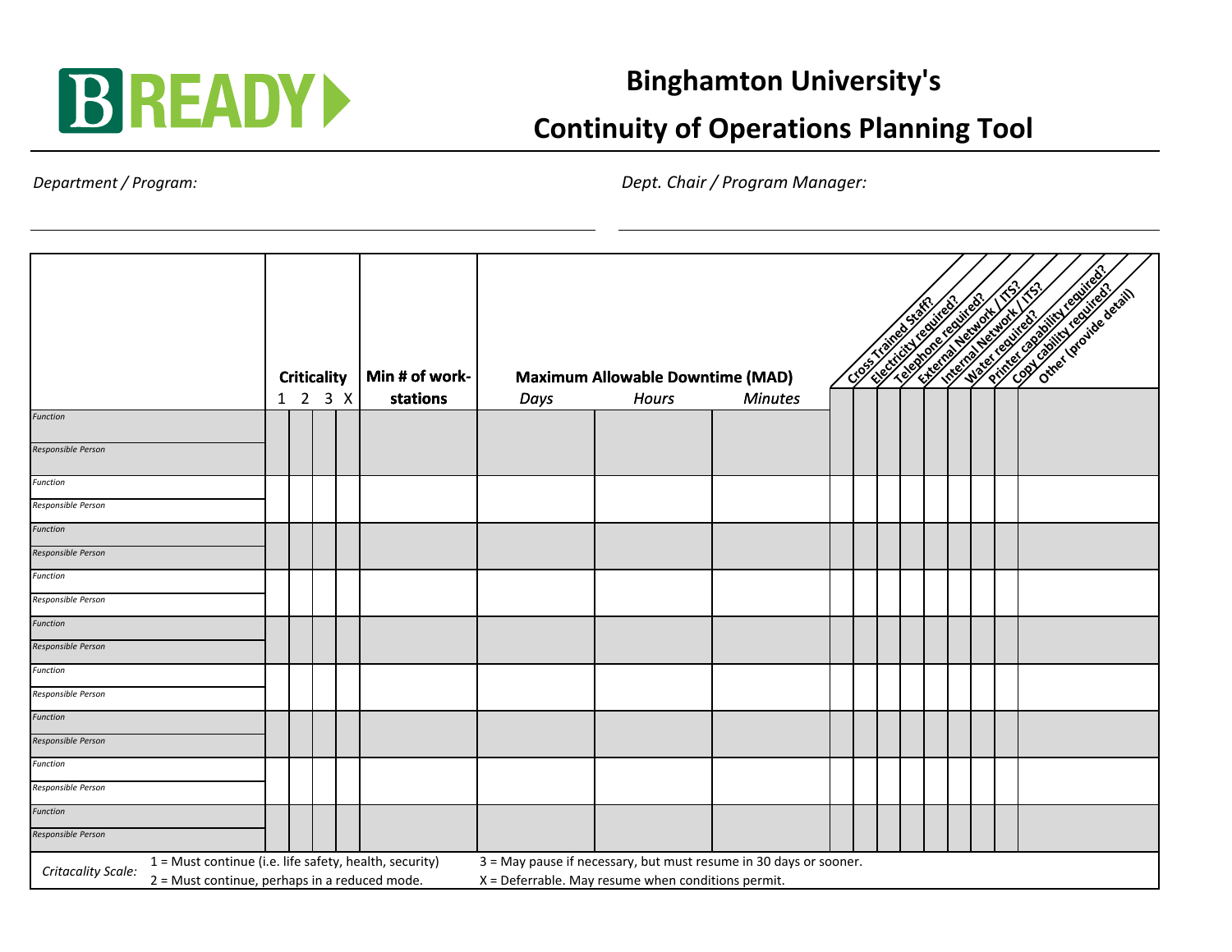BREADY

# Binghamton University's

# Continuity of Operations Planning Tool

*Department / Program:* ______________________ *Dept. Chair / Program Manager:* ______________________

| | Criticality | | | | Min # of work-stations | Maximum Allowable Downtime (MAD) | | | Cross Trained Staff? | Electricity required? | Telephone required? | External Network / ITS? | Internal Network / ITS? | Water required? | Printer capability required? | Copy cability required? | Other (provide detail) |
|---|---|---|---|---|---|---|---|---|---|---|---|---|---|---|---|---|---|
| | 1 | 2 | 3 | X | | *Days* | *Hours* | *Minutes* | | | | | | | | | |
| *Function* / *Responsible Person* | | | | | | | | | | | | | | | | | |
| *Function* / *Responsible Person* | | | | | | | | | | | | | | | | | |
| *Function* / *Responsible Person* | | | | | | | | | | | | | | | | | |
| *Function* / *Responsible Person* | | | | | | | | | | | | | | | | | |
| *Function* / *Responsible Person* | | | | | | | | | | | | | | | | | |
| *Function* / *Responsible Person* | | | | | | | | | | | | | | | | | |
| *Function* / *Responsible Person* | | | | | | | | | | | | | | | | | |
| *Function* / *Responsible Person* | | | | | | | | | | | | | | | | | |
| *Function* / *Responsible Person* | | | | | | | | | | | | | | | | | |

*Critacality Scale:*
1 = Must continue (i.e. life safety, health, security)
2 = Must continue, perhaps in a reduced mode.
3 = May pause if necessary, but must resume in 30 days or sooner.
X = Deferrable. May resume when conditions permit.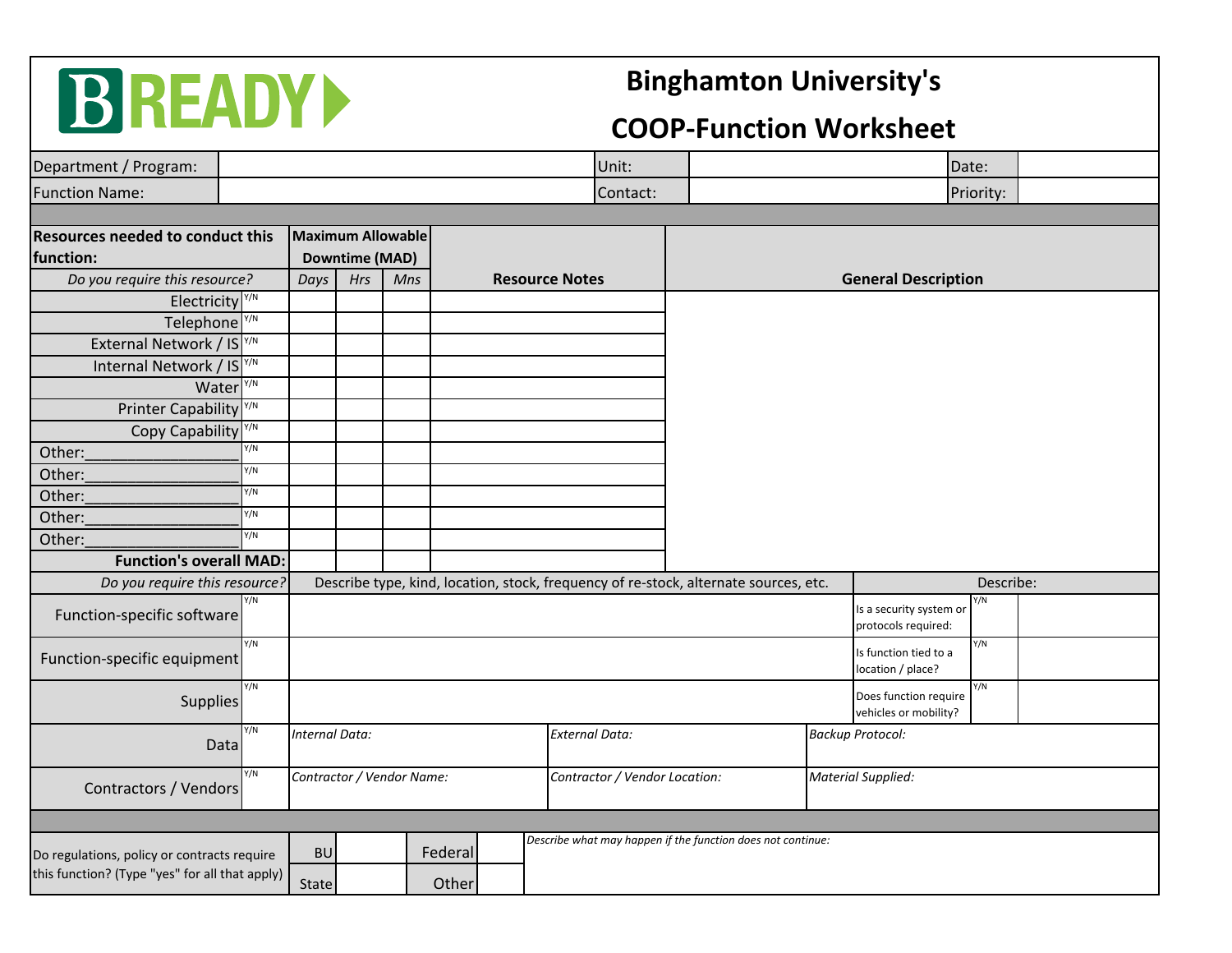# Binghamton University's COOP-Function Worksheet

BREADY

| | | | | | |
|---|---|---|---|---|---|
| Department / Program: | | Unit: | | Date: | |
| Function Name: | | Contact: | | Priority: | |

| Resources needed to conduct this function: | | Maximum Allowable Downtime (MAD) | | | Resource Notes | General Description |
|---|---|---|---|---|---|---|
| *Do you require this resource?* | | *Days* | *Hrs* | *Mns* | | |
| Electricity | Y/N | | | | | |
| Telephone | Y/N | | | | | |
| External Network / IS | Y/N | | | | | |
| Internal Network / IS | Y/N | | | | | |
| Water | Y/N | | | | | |
| Printer Capability | Y/N | | | | | |
| Copy Capability | Y/N | | | | | |
| Other:_________________ | Y/N | | | | | |
| Other:_________________ | Y/N | | | | | |
| Other:_________________ | Y/N | | | | | |
| Other:_________________ | Y/N | | | | | |
| Other:_________________ | Y/N | | | | | |
| **Function's overall MAD:** | | | | | | |

| *Do you require this resource?* | | Describe type, kind, location, stock, frequency of re-stock, alternate sources, etc. | | | Describe: | | |
|---|---|---|---|---|---|---|---|
| Function-specific software | Y/N | | | | Is a security system or protocols required: | Y/N | |
| Function-specific equipment | Y/N | | | | Is function tied to a location / place? | Y/N | |
| Supplies | Y/N | | | | Does function require vehicles or mobility? | Y/N | |
| Data | Y/N | *Internal Data:* | *External Data:* | *Backup Protocol:* | | | |
| Contractors / Vendors | Y/N | *Contractor / Vendor Name:* | *Contractor / Vendor Location:* | *Material Supplied:* | | | |

| Do regulations, policy or contracts require this function? (Type "yes" for all that apply) | BU | | Federal | | *Describe what may happen if the function does not continue:* |
|---|---|---|---|---|---|
| | State | | Other | | |